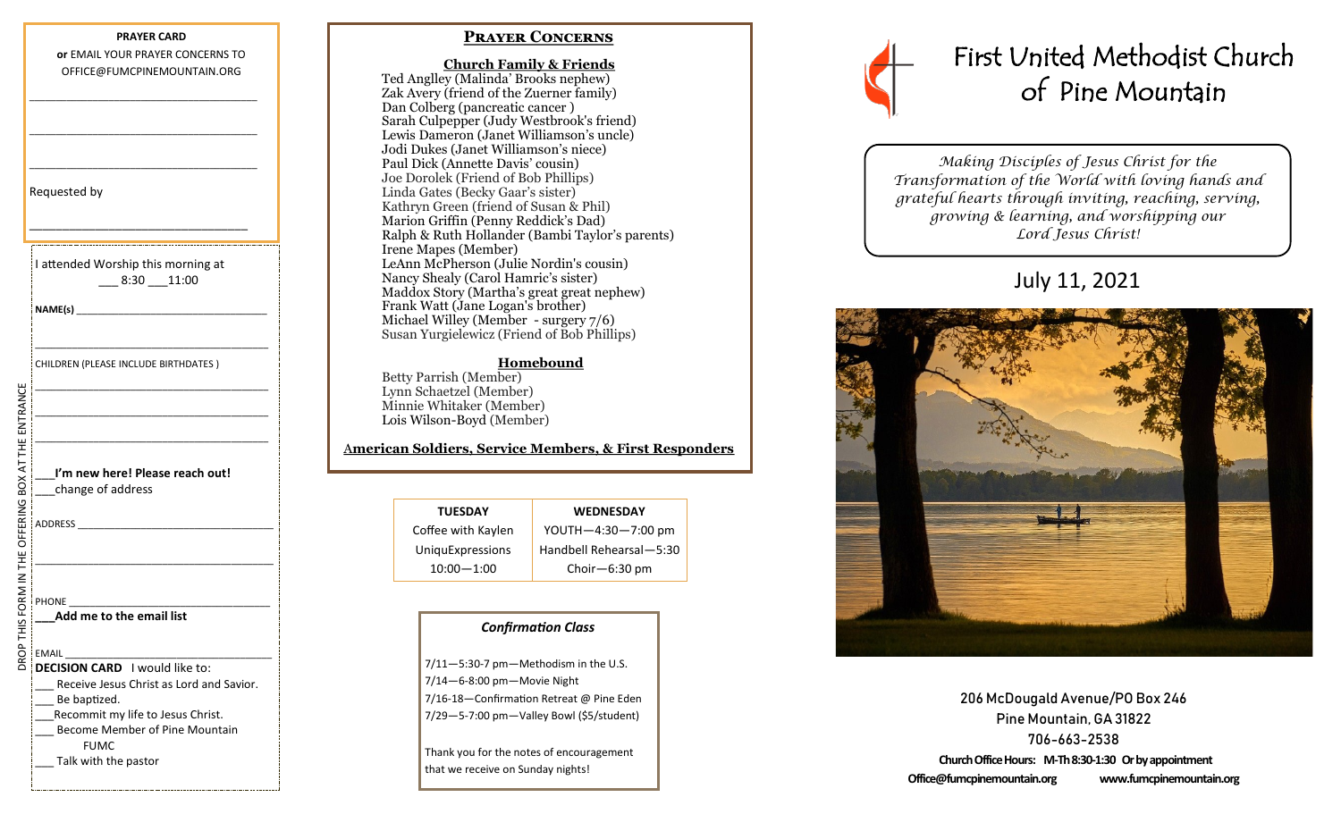**PRAYER CARD**

**or** EMAIL YOUR PRAYER CONCERNS TO OFFICE@FUMCPINEMOUNTAIN.ORG

\_\_\_\_\_\_\_\_\_\_\_\_\_\_\_\_\_\_\_\_\_\_\_\_\_\_\_\_\_\_\_\_\_\_

\_\_\_\_\_\_\_\_\_\_\_\_\_\_\_\_\_\_\_\_\_\_\_\_\_\_\_\_\_\_\_\_\_\_

\_\_\_\_\_\_\_\_\_\_\_\_\_\_\_\_\_\_\_\_\_\_\_\_\_\_\_\_\_\_\_\_\_\_

Requested by

\_\_\_\_\_\_\_\_\_\_\_\_\_\_\_\_\_\_\_\_\_\_\_\_\_\_\_\_\_\_\_\_\_\_

DROP THIS FORM IN THE OFFERING BOX AT THE ENTRANCE

I attended Worship this morning at
\_\_\_ 8:30 \_\_\_11:00

**NAME(s)** \_\_\_\_\_\_\_\_\_\_\_\_\_\_\_\_\_\_\_\_\_\_\_\_\_\_\_\_\_\_

\_\_\_\_\_\_\_\_\_\_\_\_\_\_\_\_\_\_\_\_\_\_\_\_\_\_\_\_\_\_\_\_\_\_

CHILDREN (PLEASE INCLUDE BIRTHDATES )

\_\_\_\_\_\_\_\_\_\_\_\_\_\_\_\_\_\_\_\_\_\_\_\_\_\_\_\_\_\_\_\_\_\_

\_\_\_\_\_\_\_\_\_\_\_\_\_\_\_\_\_\_\_\_\_\_\_\_\_\_\_\_\_\_\_\_\_\_

\_\_\_\_\_\_\_\_\_\_\_\_\_\_\_\_\_\_\_\_\_\_\_\_\_\_\_\_\_\_\_\_\_\_

\_\_\_**I'm new here! Please reach out!**
\_\_\_change of address

ADDRESS \_\_\_\_\_\_\_\_\_\_\_\_\_\_\_\_\_\_\_\_\_\_\_\_\_\_\_\_\_\_

\_\_\_\_\_\_\_\_\_\_\_\_\_\_\_\_\_\_\_\_\_\_\_\_\_\_\_\_\_\_\_\_\_\_

PHONE \_\_\_\_\_\_\_\_\_\_\_\_\_\_\_\_\_\_\_\_\_\_\_\_\_\_\_\_\_\_
\_\_\_**Add me to the email list**

EMAIL \_\_\_\_\_\_\_\_\_\_\_\_\_\_\_\_\_\_\_\_\_\_\_\_\_\_\_\_\_\_

**DECISION CARD** I would like to:
\_\_\_ Receive Jesus Christ as Lord and Savior.
\_\_\_ Be baptized.
\_\_\_Recommit my life to Jesus Christ.
\_\_\_ Become Member of Pine Mountain FUMC
\_\_\_ Talk with the pastor

## PRAYER CONCERNS

**Church Family & Friends**

Ted Anglley (Malinda' Brooks nephew)
Zak Avery (friend of the Zuerner family)
Dan Colberg (pancreatic cancer )
Sarah Culpepper (Judy Westbrook's friend)
Lewis Dameron (Janet Williamson's uncle)
Jodi Dukes (Janet Williamson's niece)
Paul Dick (Annette Davis' cousin)
Joe Dorolek (Friend of Bob Phillips)
Linda Gates (Becky Gaar's sister)
Kathryn Green (friend of Susan & Phil)
Marion Griffin (Penny Reddick's Dad)
Ralph & Ruth Hollander (Bambi Taylor's parents)
Irene Mapes (Member)
LeAnn McPherson (Julie Nordin's cousin)
Nancy Shealy (Carol Hamric's sister)
Maddox Story (Martha's great great nephew)
Frank Watt (Jane Logan's brother)
Michael Willey (Member - surgery 7/6)
Susan Yurgielewicz (Friend of Bob Phillips)

**Homebound**

Betty Parrish (Member)
Lynn Schaetzel (Member)
Minnie Whitaker (Member)
Lois Wilson-Boyd (Member)

**American Soldiers, Service Members, & First Responders**

| TUESDAY | WEDNESDAY |
|---|---|
| Coffee with Kaylen | YOUTH—4:30—7:00 pm |
| UniquExpressions | Handbell Rehearsal—5:30 |
| 10:00—1:00 | Choir—6:30 pm |

***Confirmation Class***

7/11—5:30-7 pm—Methodism in the U.S.
7/14—6-8:00 pm—Movie Night
7/16-18—Confirmation Retreat @ Pine Eden
7/29—5-7:00 pm—Valley Bowl ($5/student)

Thank you for the notes of encouragement that we receive on Sunday nights!

# First United Methodist Church of Pine Mountain

*Making Disciples of Jesus Christ for the Transformation of the World with loving hands and grateful hearts through inviting, reaching, serving, growing & learning, and worshipping our Lord Jesus Christ!*

## July 11, 2021

206 McDougald Avenue/PO Box 246
Pine Mountain, GA 31822
706-663-2538
**Church Office Hours: M-Th 8:30-1:30 Or by appointment**
**Office@fumcpinemountain.org www.fumcpinemountain.org**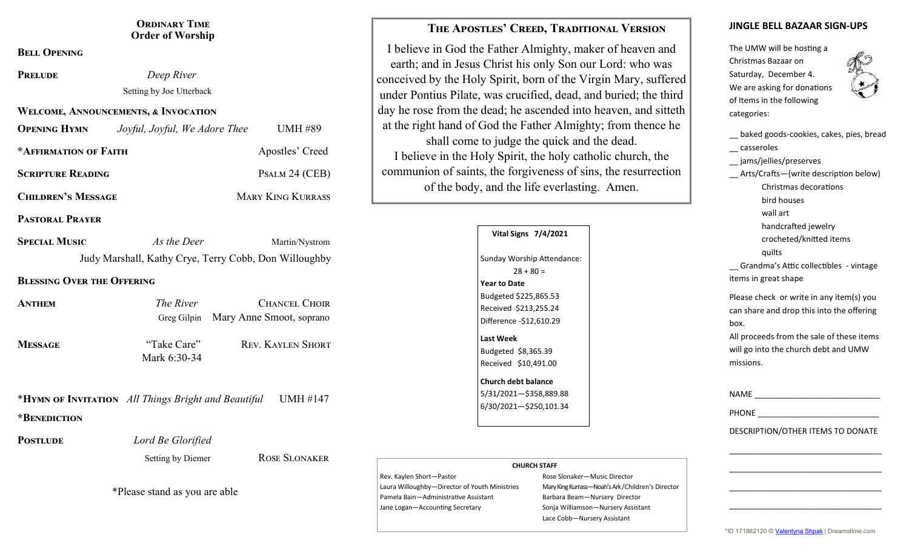## Ordinary Time
## Order of Worship

**Bell Opening**

**Prelude** — *Deep River*
Setting by Joe Utterback

**Welcome, Announcements, & Invocation**

**Opening Hymn** — *Joyful, Joyful, We Adore Thee* — UMH #89

**\*Affirmation of Faith** — Apostles' Creed

**Scripture Reading** — Psalm 24 (CEB)

**Children's Message** — Mary King Kurrass

**Pastoral Prayer**

**Special Music** — *As the Deer* — Martin/Nystrom
Judy Marshall, Kathy Crye, Terry Cobb, Don Willoughby

**Blessing Over the Offering**

**Anthem** — *The River* — Chancel Choir
Greg Gilpin — Mary Anne Smoot, soprano

**Message** — "Take Care" — Rev. Kaylen Short
Mark 6:30-34

**\*Hymn of Invitation** — *All Things Bright and Beautiful* — UMH #147

**\*Benediction**

**Postlude** — *Lord Be Glorified*
Setting by Diemer — Rose Slonaker

\*Please stand as you are able

## The Apostles' Creed, Traditional Version

I believe in God the Father Almighty, maker of heaven and earth; and in Jesus Christ his only Son our Lord: who was conceived by the Holy Spirit, born of the Virgin Mary, suffered under Pontius Pilate, was crucified, dead, and buried; the third day he rose from the dead; he ascended into heaven, and sitteth at the right hand of God the Father Almighty; from thence he shall come to judge the quick and the dead.
I believe in the Holy Spirit, the holy catholic church, the communion of saints, the forgiveness of sins, the resurrection of the body, and the life everlasting. Amen.

**Vital Signs 7/4/2021**

Sunday Worship Attendance:
28 + 80 =

**Year to Date**
Budgeted $225,865.53
Received $213,255.24
Difference -$12,610.29

**Last Week**
Budgeted $8,365.39
Received $10,491.00

**Church debt balance**
5/31/2021—$358,889.88
6/30/2021—$250,101.34

**CHURCH STAFF**

| | |
|---|---|
| Rev. Kaylen Short—Pastor | Rose Slonaker—Music Director |
| Laura Willoughby—Director of Youth Ministries | Mary King Kurrass—Noah's Ark/Children's Director |
| Pamela Bain—Administrative Assistant | Barbara Beam—Nursery Director |
| Jane Logan—Accounting Secretary | Sonja Williamson—Nursery Assistant |
| | Lace Cobb—Nursery Assistant |

## JINGLE BELL BAZAAR SIGN-UPS

The UMW will be hosting a Christmas Bazaar on Saturday, December 4. We are asking for donations of Items in the following categories:

__ baked goods-cookies, cakes, pies, bread
__ casseroles
__ jams/jellies/preserves
__ Arts/Crafts—(write description below)
- Christmas decorations
- bird houses
- wall art
- handcrafted jewelry
- crocheted/knitted items
- quilts

__ Grandma's Attic collectibles - vintage items in great shape

Please check or write in any item(s) you can share and drop this into the offering box.

All proceeds from the sale of these items will go into the church debt and UMW missions.

NAME ___________________________

PHONE __________________________

DESCRIPTION/OTHER ITEMS TO DONATE

_________________________________

_________________________________

_________________________________

_________________________________

\*ID 171882120 © Valentyna Shpak | Dreamstime.com